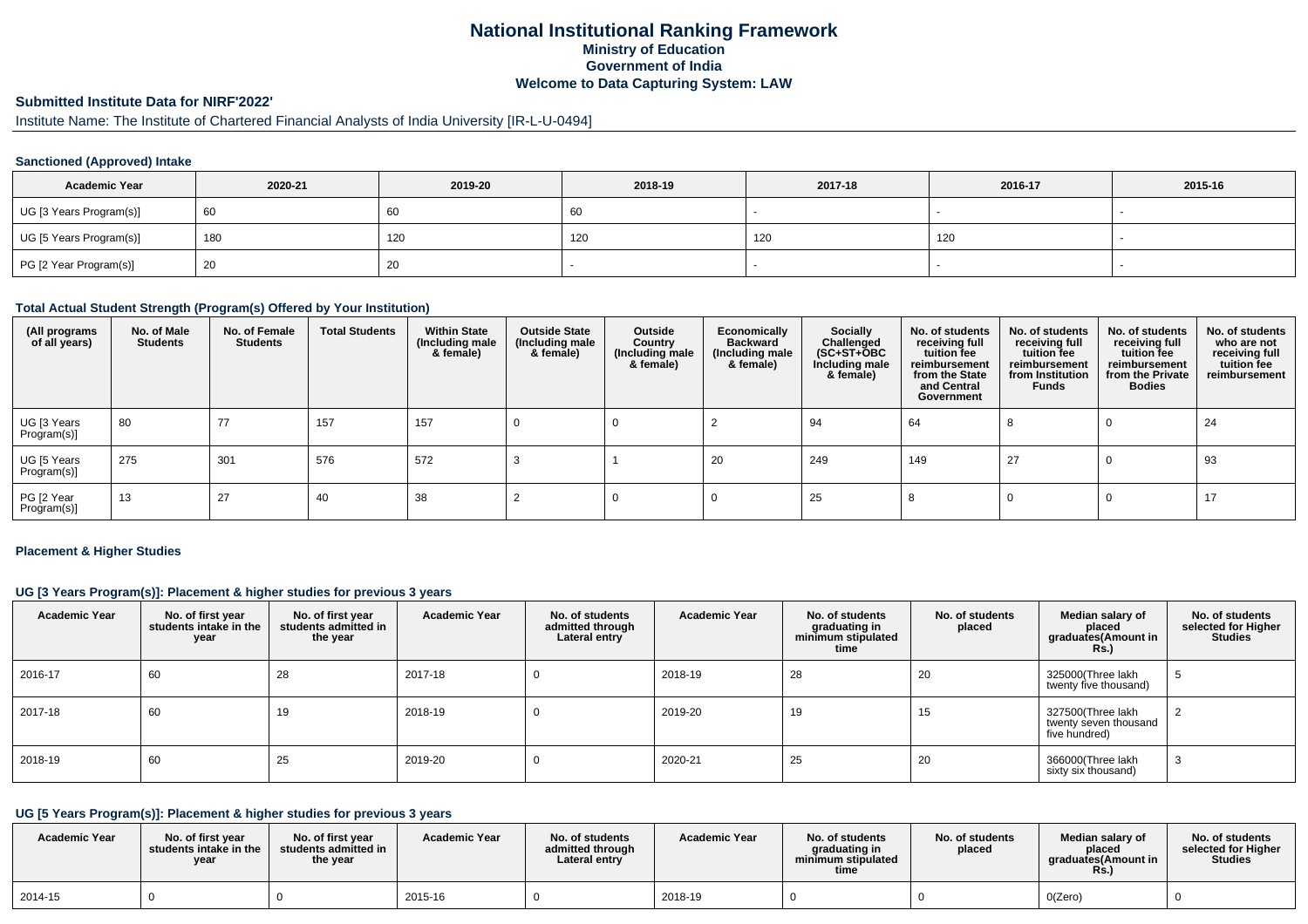# National Institutional Ranking Framework
## Ministry of Education
## Government of India
## Welcome to Data Capturing System: LAW

### Submitted Institute Data for NIRF'2022'

Institute Name: The Institute of Chartered Financial Analysts of India University [IR-L-U-0494]

#### Sanctioned (Approved) Intake

| Academic Year | 2020-21 | 2019-20 | 2018-19 | 2017-18 | 2016-17 | 2015-16 |
|---|---|---|---|---|---|---|
| UG [3 Years Program(s)] | 60 | 60 | 60 | - | - | - |
| UG [5 Years Program(s)] | 180 | 120 | 120 | 120 | 120 | - |
| PG [2 Year Program(s)] | 20 | 20 | - | - | - | - |

#### Total Actual Student Strength (Program(s) Offered by Your Institution)

| (All programs of all years) | No. of Male Students | No. of Female Students | Total Students | Within State (Including male & female) | Outside State (Including male & female) | Outside Country (Including male & female) | Economically Backward (Including male & female) | Socially Challenged (SC+ST+OBC Including male & female) | No. of students receiving full tuition fee reimbursement from the State and Central Government | No. of students receiving full tuition fee reimbursement from Institution Funds | No. of students receiving full tuition fee reimbursement from the Private Bodies | No. of students who are not receiving full tuition fee reimbursement |
|---|---|---|---|---|---|---|---|---|---|---|---|---|
| UG [3 Years Program(s)] | 80 | 77 | 157 | 157 | 0 | 0 | 2 | 94 | 64 | 8 | 0 | 24 |
| UG [5 Years Program(s)] | 275 | 301 | 576 | 572 | 3 | 1 | 20 | 249 | 149 | 27 | 0 | 93 |
| PG [2 Year Program(s)] | 13 | 27 | 40 | 38 | 2 | 0 | 0 | 25 | 8 | 0 | 0 | 17 |

#### Placement & Higher Studies

#### UG [3 Years Program(s)]: Placement & higher studies for previous 3 years

| Academic Year | No. of first year students intake in the year | No. of first year students admitted in the year | Academic Year | No. of students admitted through Lateral entry | Academic Year | No. of students graduating in minimum stipulated time | No. of students placed | Median salary of placed graduates(Amount in Rs.) | No. of students selected for Higher Studies |
|---|---|---|---|---|---|---|---|---|---|
| 2016-17 | 60 | 28 | 2017-18 | 0 | 2018-19 | 28 | 20 | 325000(Three lakh twenty five thousand) | 5 |
| 2017-18 | 60 | 19 | 2018-19 | 0 | 2019-20 | 19 | 15 | 327500(Three lakh twenty seven thousand five hundred) | 2 |
| 2018-19 | 60 | 25 | 2019-20 | 0 | 2020-21 | 25 | 20 | 366000(Three lakh sixty six thousand) | 3 |

#### UG [5 Years Program(s)]: Placement & higher studies for previous 3 years

| Academic Year | No. of first year students intake in the year | No. of first year students admitted in the year | Academic Year | No. of students admitted through Lateral entry | Academic Year | No. of students graduating in minimum stipulated time | No. of students placed | Median salary of placed graduates(Amount in Rs.) | No. of students selected for Higher Studies |
|---|---|---|---|---|---|---|---|---|---|
| 2014-15 | 0 | 0 | 2015-16 | 0 | 2018-19 | 0 | 0 | 0(Zero) | 0 |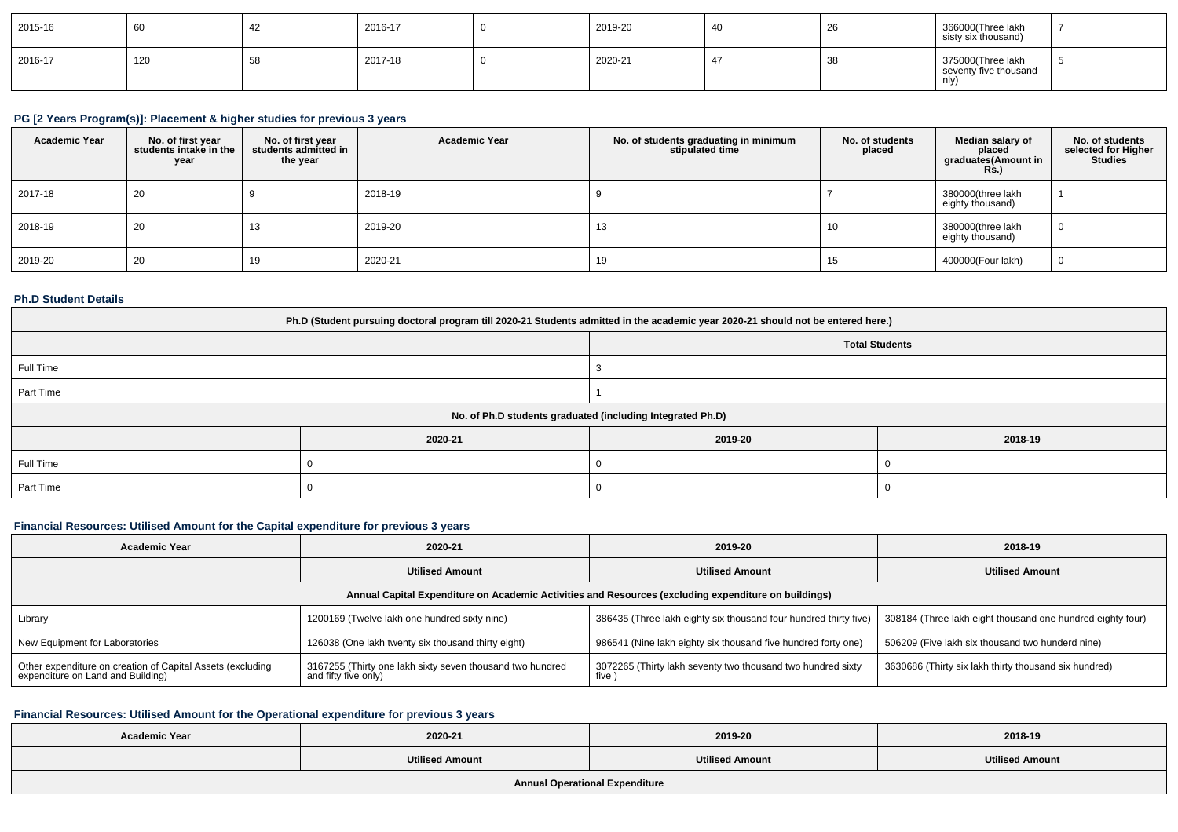| 2015-16 | 60 | 42 | 2016-17 | 0 | 2019-20 | 40 | 26 | 366000(Three lakh sisty six thousand) | 7 |
|---|---|---|---|---|---|---|---|---|---|
| 2016-17 | 120 | 58 | 2017-18 | 0 | 2020-21 | 47 | 38 | 375000(Three lakh seventy five thousand nly) | 5 |

### PG [2 Years Program(s)]: Placement & higher studies for previous 3 years

| Academic Year | No. of first year students intake in the year | No. of first year students admitted in the year | Academic Year | No. of students graduating in minimum stipulated time | No. of students placed | Median salary of placed graduates(Amount in Rs.) | No. of students selected for Higher Studies |
|---|---|---|---|---|---|---|---|
| 2017-18 | 20 | 9 | 2018-19 | 9 | 7 | 380000(three lakh eighty thousand) | 1 |
| 2018-19 | 20 | 13 | 2019-20 | 13 | 10 | 380000(three lakh eighty thousand) | 0 |
| 2019-20 | 20 | 19 | 2020-21 | 19 | 15 | 400000(Four lakh) | 0 |

### Ph.D Student Details

| Ph.D (Student pursuing doctoral program till 2020-21 Students admitted in the academic year 2020-21 should not be entered here.) | | | |
|---|---|---|---|
| | | Total Students | |
| Full Time | | 3 | |
| Part Time | | 1 | |
| No. of Ph.D students graduated (including Integrated Ph.D) | | | |
| | 2020-21 | 2019-20 | 2018-19 |
| Full Time | 0 | 0 | 0 |
| Part Time | 0 | 0 | 0 |

### Financial Resources: Utilised Amount for the Capital expenditure for previous 3 years

| Academic Year | 2020-21 | 2019-20 | 2018-19 |
|---|---|---|---|
| | Utilised Amount | Utilised Amount | Utilised Amount |
| Annual Capital Expenditure on Academic Activities and Resources (excluding expenditure on buildings) | | | |
| Library | 1200169 (Twelve lakh one hundred sixty nine) | 386435 (Three lakh eighty six thousand four hundred thirty five) | 308184 (Three lakh eight thousand one hundred eighty four) |
| New Equipment for Laboratories | 126038 (One lakh twenty six thousand thirty eight) | 986541 (Nine lakh eighty six thousand five hundred forty one) | 506209 (Five lakh six thousand two hunderd nine) |
| Other expenditure on creation of Capital Assets (excluding expenditure on Land and Building) | 3167255 (Thirty one lakh sixty seven thousand two hundred and fifty five only) | 3072265 (Thirty lakh seventy two thousand two hundred sixty five ) | 3630686 (Thirty six lakh thirty thousand six hundred) |

### Financial Resources: Utilised Amount for the Operational expenditure for previous 3 years

| Academic Year | 2020-21 | 2019-20 | 2018-19 |
|---|---|---|---|
| | Utilised Amount | Utilised Amount | Utilised Amount |
| Annual Operational Expenditure | | | |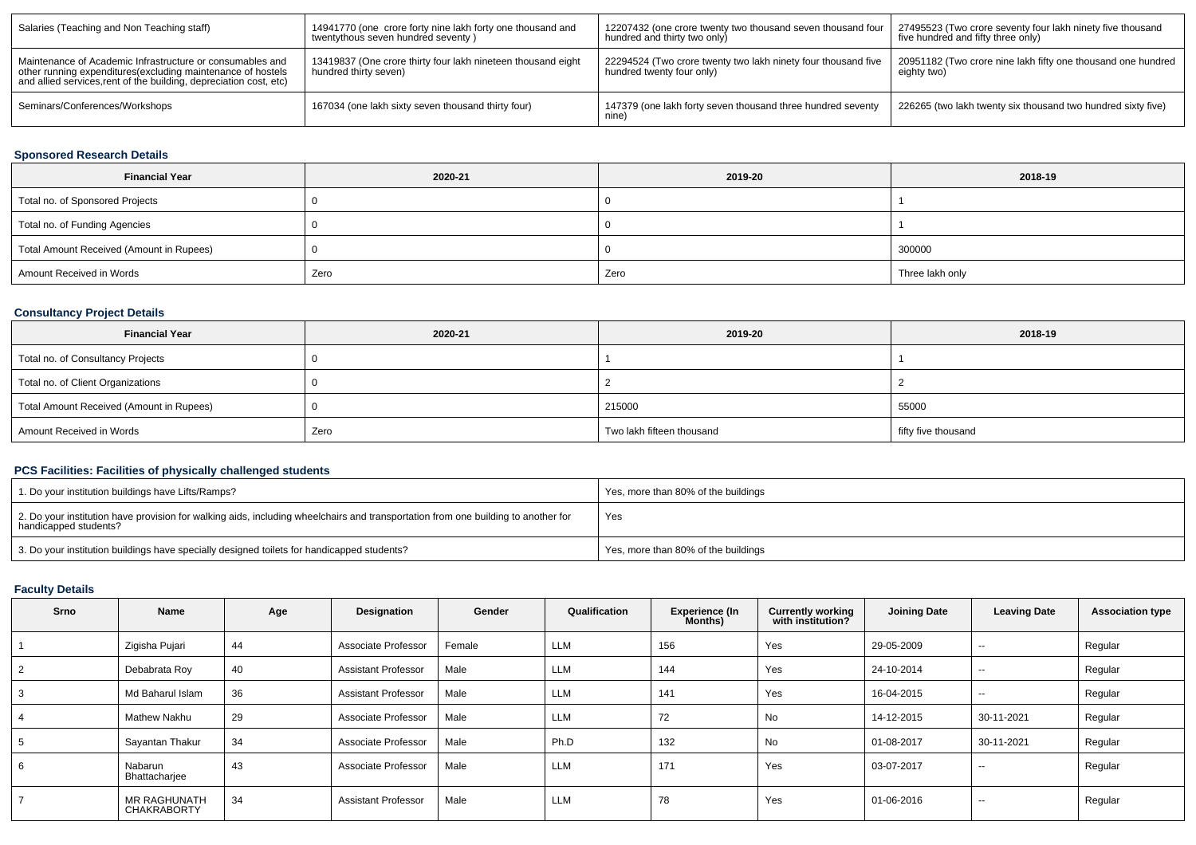| Salaries (Teaching and Non Teaching staff) | 14941770 (one crore forty nine lakh forty one thousand and twentythous seven hundred seventy ) | 12207432 (one crore twenty two thousand seven thousand four hundred and thirty two only) | 27495523 (Two crore seventy four lakh ninety five thousand five hundred and fifty three only) |
|---|---|---|---|
| Maintenance of Academic Infrastructure or consumables and other running expenditures(excluding maintenance of hostels and allied services,rent of the building, depreciation cost, etc) | 13419837 (One crore thirty four lakh nineteen thousand eight hundred thirty seven) | 22294524 (Two crore twenty two lakh ninety four thousand five hundred twenty four only) | 20951182 (Two crore nine lakh fifty one thousand one hundred eighty two) |
| Seminars/Conferences/Workshops | 167034 (one lakh sixty seven thousand thirty four) | 147379 (one lakh forty seven thousand three hundred seventy nine) | 226265 (two lakh twenty six thousand two hundred sixty five) |

### Sponsored Research Details

| Financial Year | 2020-21 | 2019-20 | 2018-19 |
|---|---|---|---|
| Total no. of Sponsored Projects | 0 | 0 | 1 |
| Total no. of Funding Agencies | 0 | 0 | 1 |
| Total Amount Received (Amount in Rupees) | 0 | 0 | 300000 |
| Amount Received in Words | Zero | Zero | Three lakh only |

### Consultancy Project Details

| Financial Year | 2020-21 | 2019-20 | 2018-19 |
|---|---|---|---|
| Total no. of Consultancy Projects | 0 | 1 | 1 |
| Total no. of Client Organizations | 0 | 2 | 2 |
| Total Amount Received (Amount in Rupees) | 0 | 215000 | 55000 |
| Amount Received in Words | Zero | Two lakh fifteen thousand | fifty five thousand |

### PCS Facilities: Facilities of physically challenged students

| | |
|---|---|
| 1. Do your institution buildings have Lifts/Ramps? | Yes, more than 80% of the buildings |
| 2. Do your institution have provision for walking aids, including wheelchairs and transportation from one building to another for handicapped students? | Yes |
| 3. Do your institution buildings have specially designed toilets for handicapped students? | Yes, more than 80% of the buildings |

### Faculty Details

| Srno | Name | Age | Designation | Gender | Qualification | Experience (In Months) | Currently working with institution? | Joining Date | Leaving Date | Association type |
|---|---|---|---|---|---|---|---|---|---|---|
| 1 | Zigisha Pujari | 44 | Associate Professor | Female | LLM | 156 | Yes | 29-05-2009 | -- | Regular |
| 2 | Debabrata Roy | 40 | Assistant Professor | Male | LLM | 144 | Yes | 24-10-2014 | -- | Regular |
| 3 | Md Baharul Islam | 36 | Assistant Professor | Male | LLM | 141 | Yes | 16-04-2015 | -- | Regular |
| 4 | Mathew Nakhu | 29 | Associate Professor | Male | LLM | 72 | No | 14-12-2015 | 30-11-2021 | Regular |
| 5 | Sayantan Thakur | 34 | Associate Professor | Male | Ph.D | 132 | No | 01-08-2017 | 30-11-2021 | Regular |
| 6 | Nabarun Bhattacharjee | 43 | Associate Professor | Male | LLM | 171 | Yes | 03-07-2017 | -- | Regular |
| 7 | MR RAGHUNATH CHAKRABORTY | 34 | Assistant Professor | Male | LLM | 78 | Yes | 01-06-2016 | -- | Regular |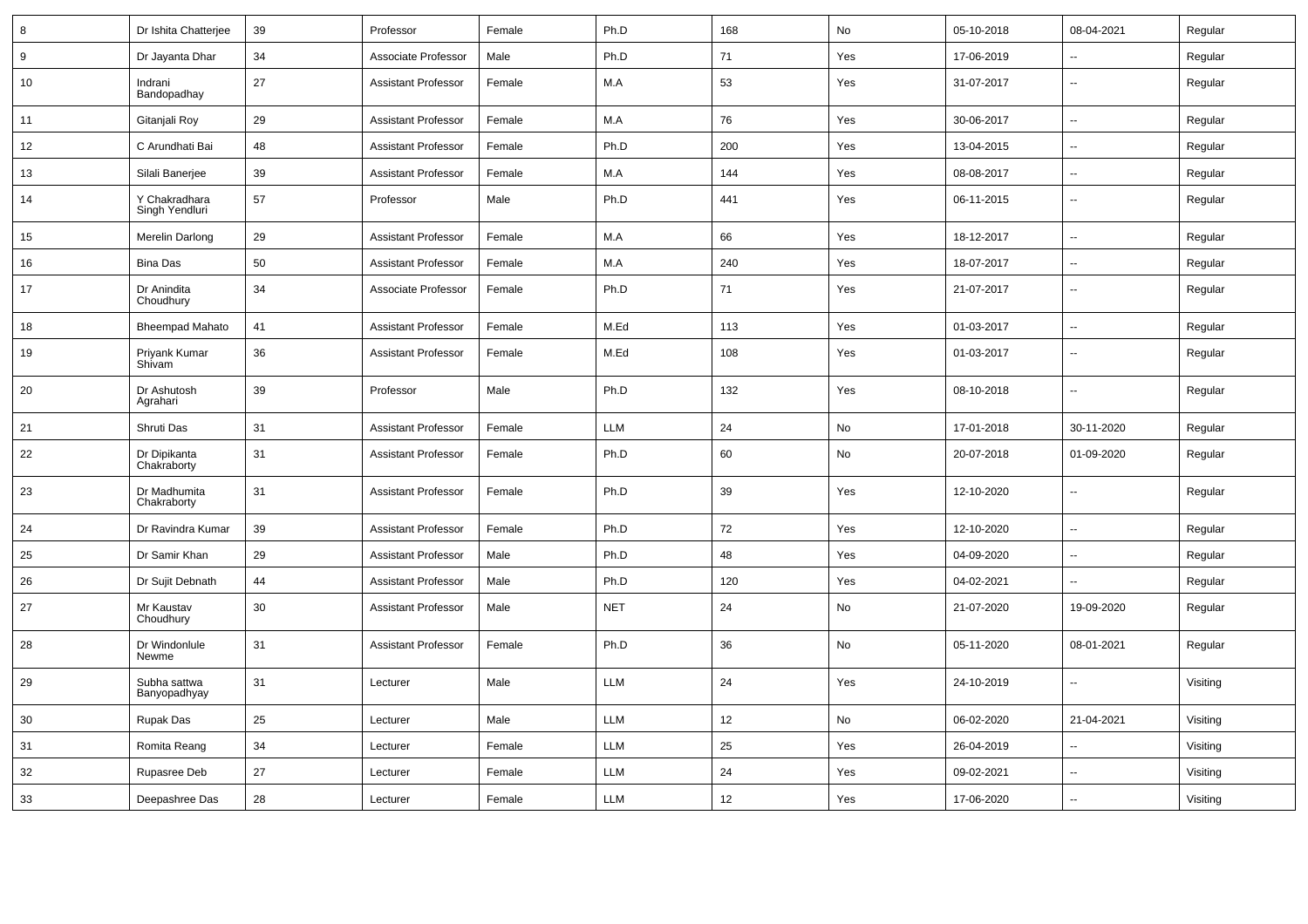| | | | | | | | | | | |
|---|---|---|---|---|---|---|---|---|---|---|
| 8 | Dr Ishita Chatterjee | 39 | Professor | Female | Ph.D | 168 | No | 05-10-2018 | 08-04-2021 | Regular |
| 9 | Dr Jayanta Dhar | 34 | Associate Professor | Male | Ph.D | 71 | Yes | 17-06-2019 | -- | Regular |
| 10 | Indrani Bandopadhay | 27 | Assistant Professor | Female | M.A | 53 | Yes | 31-07-2017 | -- | Regular |
| 11 | Gitanjali Roy | 29 | Assistant Professor | Female | M.A | 76 | Yes | 30-06-2017 | -- | Regular |
| 12 | C Arundhati Bai | 48 | Assistant Professor | Female | Ph.D | 200 | Yes | 13-04-2015 | -- | Regular |
| 13 | Silali Banerjee | 39 | Assistant Professor | Female | M.A | 144 | Yes | 08-08-2017 | -- | Regular |
| 14 | Y Chakradhara Singh Yendluri | 57 | Professor | Male | Ph.D | 441 | Yes | 06-11-2015 | -- | Regular |
| 15 | Merelin Darlong | 29 | Assistant Professor | Female | M.A | 66 | Yes | 18-12-2017 | -- | Regular |
| 16 | Bina Das | 50 | Assistant Professor | Female | M.A | 240 | Yes | 18-07-2017 | -- | Regular |
| 17 | Dr Anindita Choudhury | 34 | Associate Professor | Female | Ph.D | 71 | Yes | 21-07-2017 | -- | Regular |
| 18 | Bheempad Mahato | 41 | Assistant Professor | Female | M.Ed | 113 | Yes | 01-03-2017 | -- | Regular |
| 19 | Priyank Kumar Shivam | 36 | Assistant Professor | Female | M.Ed | 108 | Yes | 01-03-2017 | -- | Regular |
| 20 | Dr Ashutosh Agrahari | 39 | Professor | Male | Ph.D | 132 | Yes | 08-10-2018 | -- | Regular |
| 21 | Shruti Das | 31 | Assistant Professor | Female | LLM | 24 | No | 17-01-2018 | 30-11-2020 | Regular |
| 22 | Dr Dipikanta Chakraborty | 31 | Assistant Professor | Female | Ph.D | 60 | No | 20-07-2018 | 01-09-2020 | Regular |
| 23 | Dr Madhumita Chakraborty | 31 | Assistant Professor | Female | Ph.D | 39 | Yes | 12-10-2020 | -- | Regular |
| 24 | Dr Ravindra Kumar | 39 | Assistant Professor | Female | Ph.D | 72 | Yes | 12-10-2020 | -- | Regular |
| 25 | Dr Samir Khan | 29 | Assistant Professor | Male | Ph.D | 48 | Yes | 04-09-2020 | -- | Regular |
| 26 | Dr Sujit Debnath | 44 | Assistant Professor | Male | Ph.D | 120 | Yes | 04-02-2021 | -- | Regular |
| 27 | Mr Kaustav Choudhury | 30 | Assistant Professor | Male | NET | 24 | No | 21-07-2020 | 19-09-2020 | Regular |
| 28 | Dr Windonlule Newme | 31 | Assistant Professor | Female | Ph.D | 36 | No | 05-11-2020 | 08-01-2021 | Regular |
| 29 | Subha sattwa Banyopadhyay | 31 | Lecturer | Male | LLM | 24 | Yes | 24-10-2019 | -- | Visiting |
| 30 | Rupak Das | 25 | Lecturer | Male | LLM | 12 | No | 06-02-2020 | 21-04-2021 | Visiting |
| 31 | Romita Reang | 34 | Lecturer | Female | LLM | 25 | Yes | 26-04-2019 | -- | Visiting |
| 32 | Rupasree Deb | 27 | Lecturer | Female | LLM | 24 | Yes | 09-02-2021 | -- | Visiting |
| 33 | Deepashree Das | 28 | Lecturer | Female | LLM | 12 | Yes | 17-06-2020 | -- | Visiting |